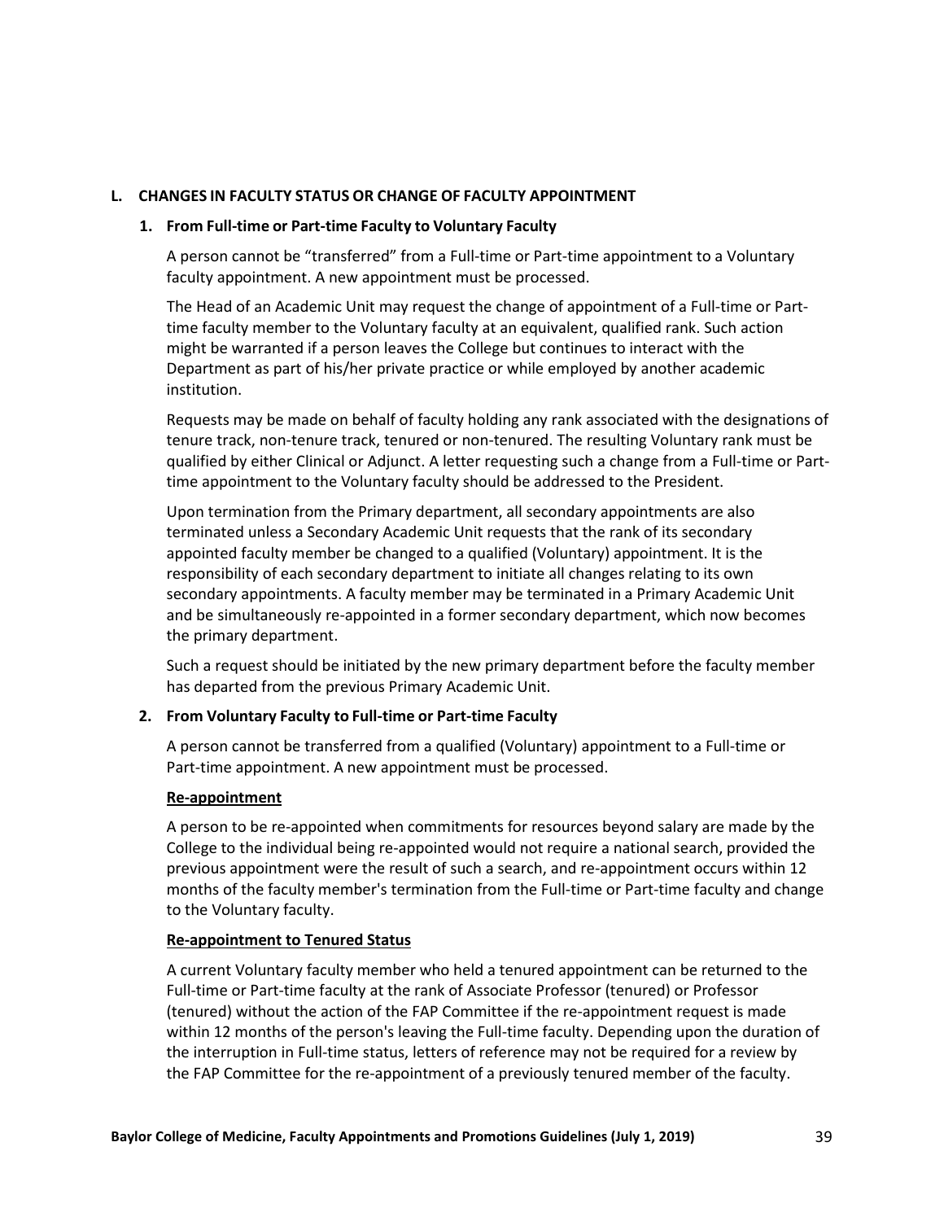## L. CHANGES IN FACULTY STATUS OR CHANGE OF FACULTY APPOINTMENT

### 1. From Full-time or Part-time Faculty to Voluntary Faculty

A person cannot be "transferred" from a Full-time or Part-time appointment to a Voluntary faculty appointment. A new appointment must be processed.

The Head of an Academic Unit may request the change of appointment of a Full-time or Part-time faculty member to the Voluntary faculty at an equivalent, qualified rank. Such action might be warranted if a person leaves the College but continues to interact with the Department as part of his/her private practice or while employed by another academic institution.

Requests may be made on behalf of faculty holding any rank associated with the designations of tenure track, non-tenure track, tenured or non-tenured. The resulting Voluntary rank must be qualified by either Clinical or Adjunct. A letter requesting such a change from a Full-time or Part-time appointment to the Voluntary faculty should be addressed to the President.

Upon termination from the Primary department, all secondary appointments are also terminated unless a Secondary Academic Unit requests that the rank of its secondary appointed faculty member be changed to a qualified (Voluntary) appointment. It is the responsibility of each secondary department to initiate all changes relating to its own secondary appointments. A faculty member may be terminated in a Primary Academic Unit and be simultaneously re-appointed in a former secondary department, which now becomes the primary department.

Such a request should be initiated by the new primary department before the faculty member has departed from the previous Primary Academic Unit.

### 2. From Voluntary Faculty to Full-time or Part-time Faculty

A person cannot be transferred from a qualified (Voluntary) appointment to a Full-time or Part-time appointment. A new appointment must be processed.

**Re-appointment**

A person to be re-appointed when commitments for resources beyond salary are made by the College to the individual being re-appointed would not require a national search, provided the previous appointment were the result of such a search, and re-appointment occurs within 12 months of the faculty member's termination from the Full-time or Part-time faculty and change to the Voluntary faculty.

**Re-appointment to Tenured Status**

A current Voluntary faculty member who held a tenured appointment can be returned to the Full-time or Part-time faculty at the rank of Associate Professor (tenured) or Professor (tenured) without the action of the FAP Committee if the re-appointment request is made within 12 months of the person's leaving the Full-time faculty. Depending upon the duration of the interruption in Full-time status, letters of reference may not be required for a review by the FAP Committee for the re-appointment of a previously tenured member of the faculty.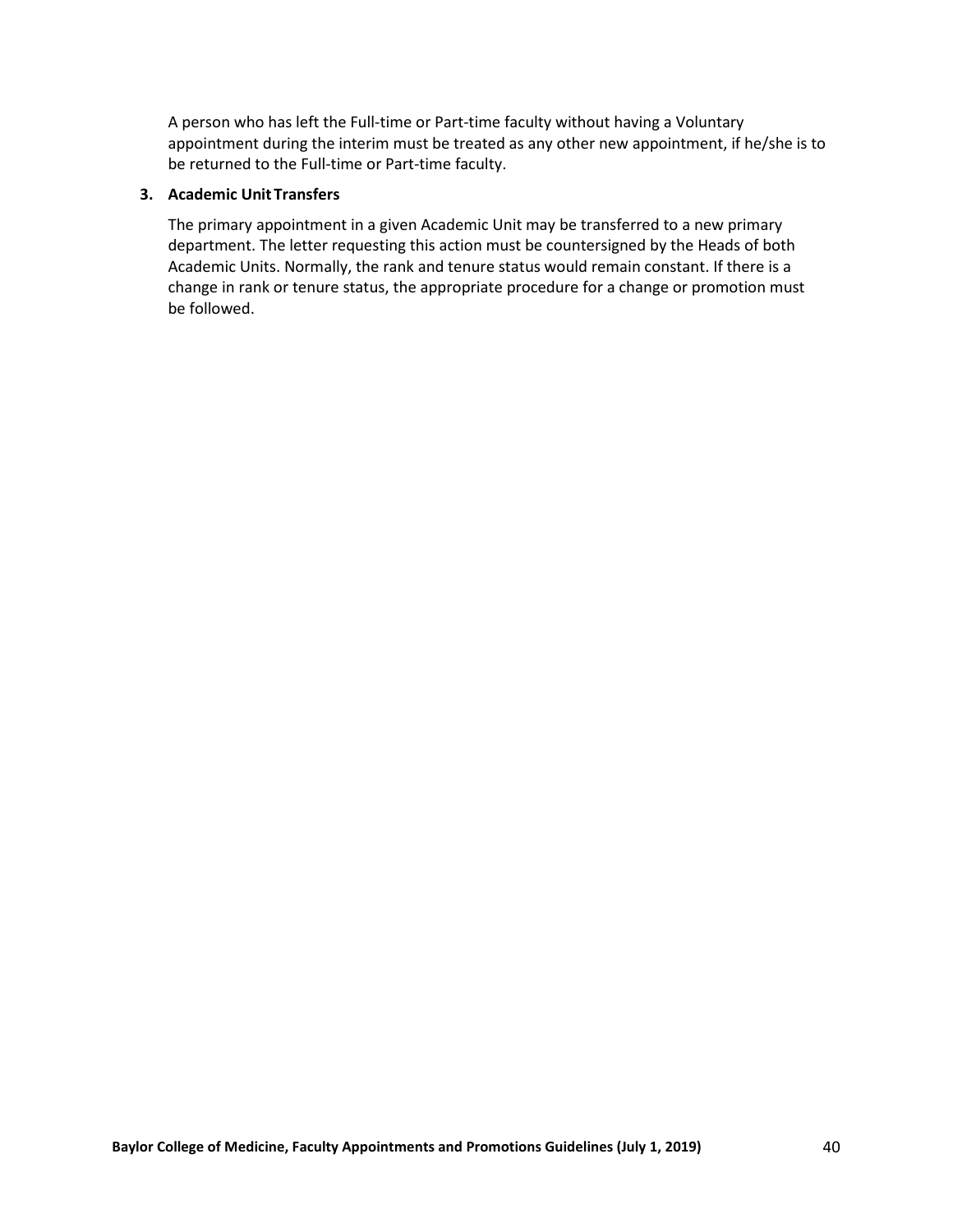A person who has left the Full-time or Part-time faculty without having a Voluntary appointment during the interim must be treated as any other new appointment, if he/she is to be returned to the Full-time or Part-time faculty.

**3. Academic Unit Transfers**

The primary appointment in a given Academic Unit may be transferred to a new primary department. The letter requesting this action must be countersigned by the Heads of both Academic Units. Normally, the rank and tenure status would remain constant. If there is a change in rank or tenure status, the appropriate procedure for a change or promotion must be followed.